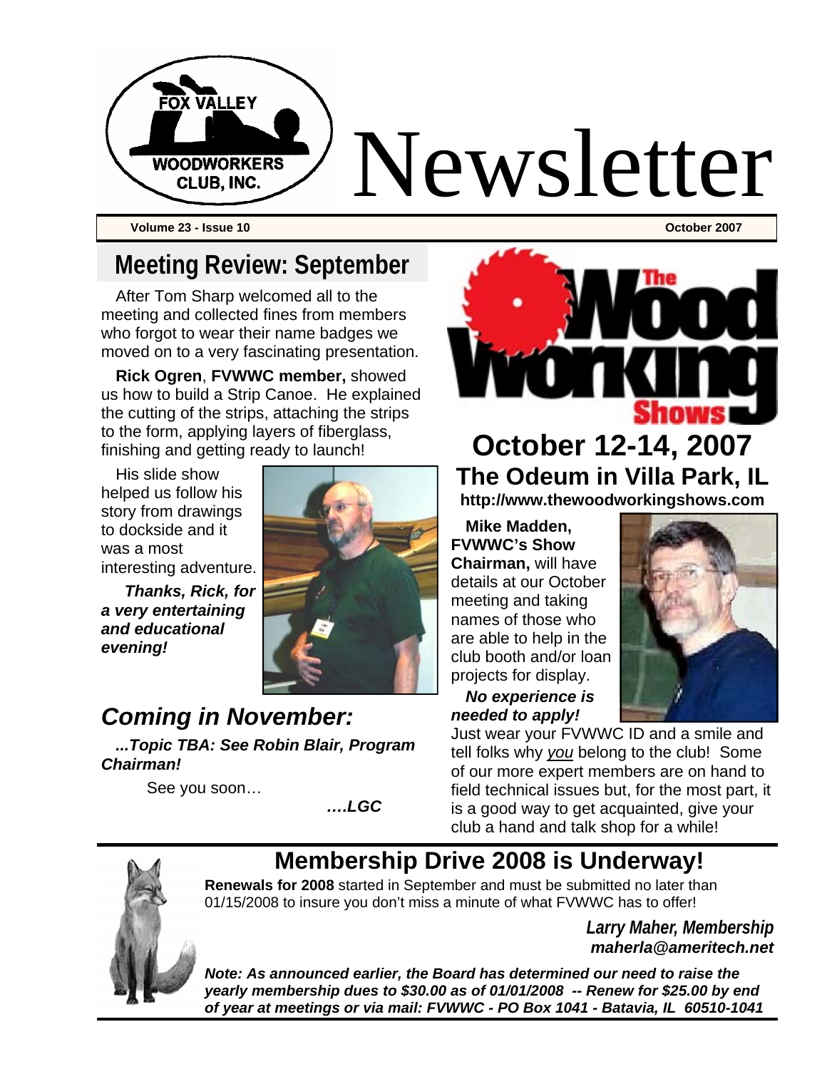# Newsletter

FOX VALLEY WOODWORKERS CLUB, INC.

**Volume 23 - Issue 10** **October 2007**

## Meeting Review: September

After Tom Sharp welcomed all to the meeting and collected fines from members who forgot to wear their name badges we moved on to a very fascinating presentation.

**Rick Ogren**, **FVWWC member,** showed us how to build a Strip Canoe. He explained the cutting of the strips, attaching the strips to the form, applying layers of fiberglass, finishing and getting ready to launch!

His slide show helped us follow his story from drawings to dockside and it was a most interesting adventure.

***Thanks, Rick, for a very entertaining and educational evening!***

## *Coming in November:*

***...Topic TBA: See Robin Blair, Program Chairman!***

See you soon…

***….LGC***

## The Woodworking Shows

## October 12-14, 2007

### The Odeum in Villa Park, IL

**http://www.thewoodworkingshows.com**

**Mike Madden, FVWWC's Show Chairman,** will have details at our October meeting and taking names of those who are able to help in the club booth and/or loan projects for display.

***No experience is needed to apply!*** Just wear your FVWWC ID and a smile and tell folks why _you_ belong to the club! Some of our more expert members are on hand to field technical issues but, for the most part, it is a good way to get acquainted, give your club a hand and talk shop for a while!

## Membership Drive 2008 is Underway!

**Renewals for 2008** started in September and must be submitted no later than 01/15/2008 to insure you don't miss a minute of what FVWWC has to offer!

***Larry Maher, Membership***
***maherla@ameritech.net***

***Note: As announced earlier, the Board has determined our need to raise the yearly membership dues to $30.00 as of 01/01/2008 -- Renew for $25.00 by end of year at meetings or via mail: FVWWC - PO Box 1041 - Batavia, IL 60510-1041***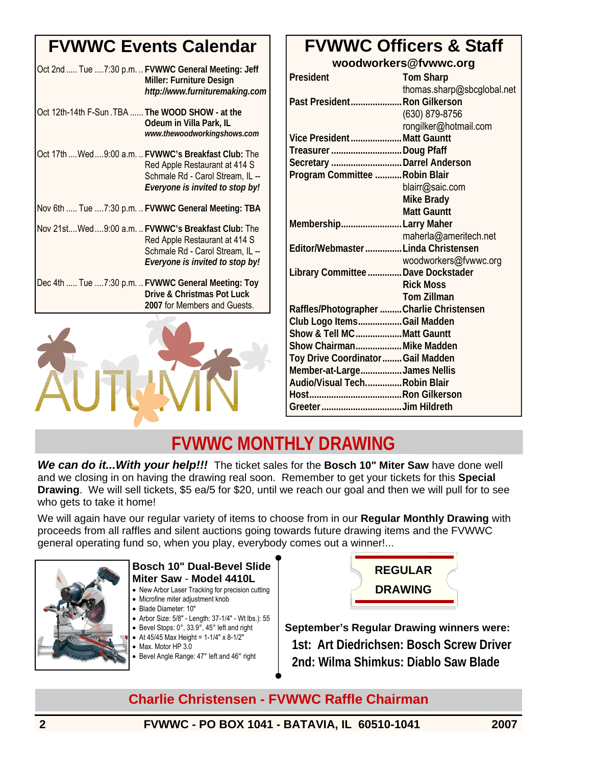## FVWWC Events Calendar

Oct 2nd ..... Tue ....7:30 p.m. .. **FVWWC General Meeting: Jeff Miller: Furniture Design** ***http://www.furnituremaking.com***

Oct 12th-14th F-Sun .TBA ...... **The WOOD SHOW - at the Odeum in Villa Park, IL** ***www.thewoodworkingshows.com***

Oct 17th ....Wed ....9:00 a.m. .. **FVWWC's Breakfast Club:** The Red Apple Restaurant at 414 S Schmale Rd - Carol Stream, IL -- ***Everyone is invited to stop by!***

Nov 6th ..... Tue ....7:30 p.m. .. **FVWWC General Meeting: TBA**

Nov 21st....Wed ....9:00 a.m. .. **FVWWC's Breakfast Club:** The Red Apple Restaurant at 414 S Schmale Rd - Carol Stream, IL -- ***Everyone is invited to stop by!***

Dec 4th ..... Tue ....7:30 p.m. .. **FVWWC General Meeting: Toy Drive & Christmas Pot Luck 2007** for Members and Guests.

AUTUMN

## FVWWC Officers & Staff

**woodworkers@fvwwc.org**

| Position | Name |
|---|---|
| President | **Tom Sharp** thomas.sharp@sbcglobal.net |
| Past President | **Ron Gilkerson** (630) 879-8756 rongilker@hotmail.com |
| Vice President | **Matt Gauntt** |
| Treasurer | **Doug Pfaff** |
| Secretary | **Darrel Anderson** |
| Program Committee | **Robin Blair** blairr@saic.com **Mike Brady** **Matt Gauntt** |
| Membership | **Larry Maher** maherla@ameritech.net |
| Editor/Webmaster | **Linda Christensen** woodworkers@fvwwc.org |
| Library Committee | **Dave Dockstader** **Rick Moss** **Tom Zillman** |
| Raffles/Photographer | **Charlie Christensen** |
| Club Logo Items | **Gail Madden** |
| Show & Tell MC | **Matt Gauntt** |
| Show Chairman | **Mike Madden** |
| Toy Drive Coordinator | **Gail Madden** |
| Member-at-Large | **James Nellis** |
| Audio/Visual Tech. | **Robin Blair** |
| Host | **Ron Gilkerson** |
| Greeter | **Jim Hildreth** |

# FVWWC MONTHLY DRAWING

***We can do it...With your help!!!*** The ticket sales for the **Bosch 10" Miter Saw** have done well and we closing in on having the drawing real soon. Remember to get your tickets for this **Special Drawing**. We will sell tickets, $5 ea/5 for $20, until we reach our goal and then we will pull for to see who gets to take it home!

We will again have our regular variety of items to choose from in our **Regular Monthly Drawing** with proceeds from all raffles and silent auctions going towards future drawing items and the FVWWC general operating fund so, when you play, everybody comes out a winner!...

**Bosch 10" Dual-Bevel Slide Miter Saw - Model 4410L**

- New Arbor Laser Tracking for precision cutting
- Microfine miter adjustment knob
- Blade Diameter: 10"
- Arbor Size: 5/8" - Length: 37-1/4" - Wt lbs.): 55
- Bevel Stops: 0°, 33.9°, 45° left and right
- At 45/45 Max Height = 1-1/4" x 8-1/2"
- Max. Motor HP 3.0
- Bevel Angle Range: 47° left and 46° right

**REGULAR DRAWING**

**September's Regular Drawing winners were:**

**1st: Art Diedrichsen: Bosch Screw Driver**

**2nd: Wilma Shimkus: Diablo Saw Blade**

**Charlie Christensen - FVWWC Raffle Chairman**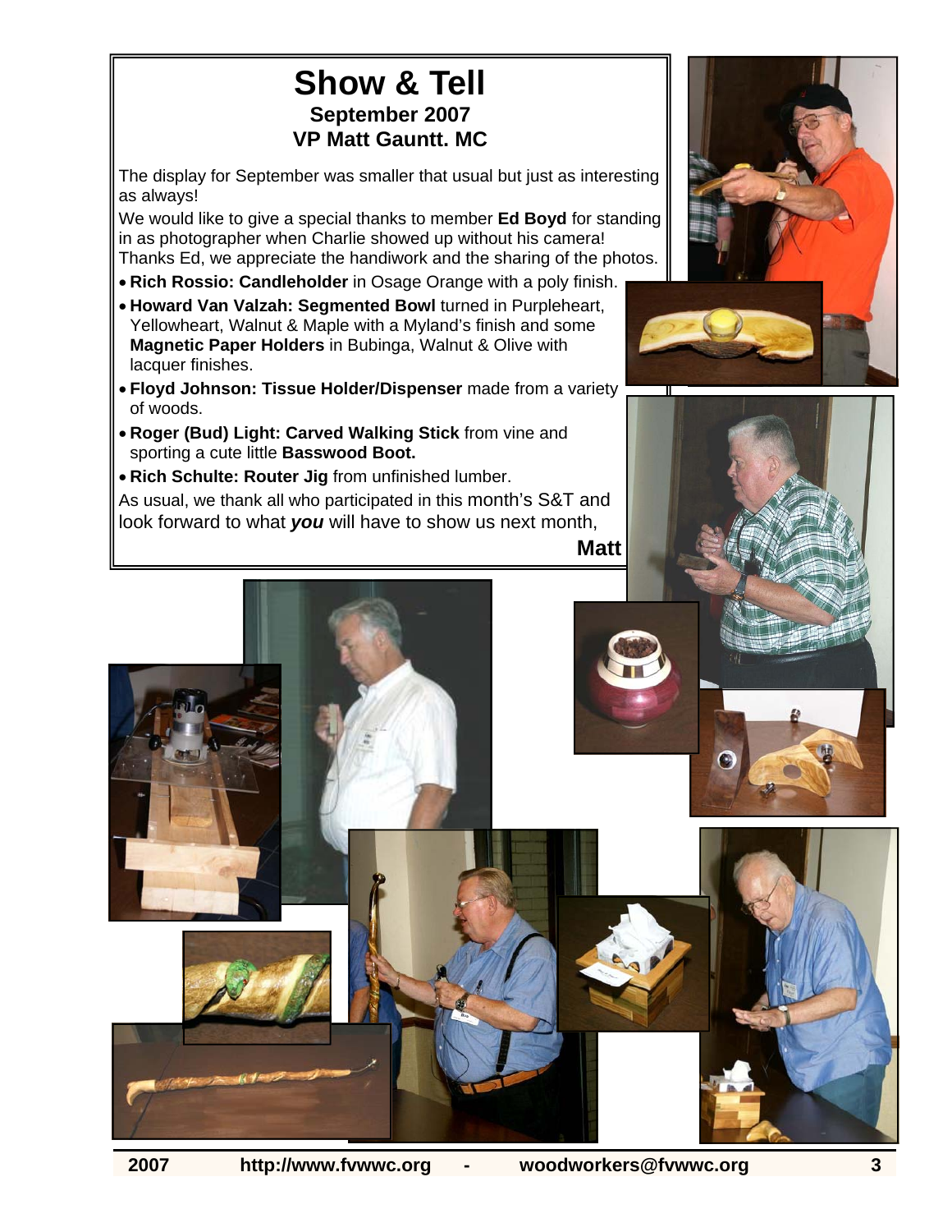# Show & Tell

### September 2007

### VP Matt Gauntt. MC

The display for September was smaller that usual but just as interesting as always!

We would like to give a special thanks to member **Ed Boyd** for standing in as photographer when Charlie showed up without his camera! Thanks Ed, we appreciate the handiwork and the sharing of the photos.

- **Rich Rossio: Candleholder** in Osage Orange with a poly finish.
- **Howard Van Valzah: Segmented Bowl** turned in Purpleheart, Yellowheart, Walnut & Maple with a Myland's finish and some **Magnetic Paper Holders** in Bubinga, Walnut & Olive with lacquer finishes.
- **Floyd Johnson: Tissue Holder/Dispenser** made from a variety of woods.
- **Roger (Bud) Light: Carved Walking Stick** from vine and sporting a cute little **Basswood Boot.**
- **Rich Schulte: Router Jig** from unfinished lumber.

As usual, we thank all who participated in this month's S&T and look forward to what ***you*** will have to show us next month,

**Matt**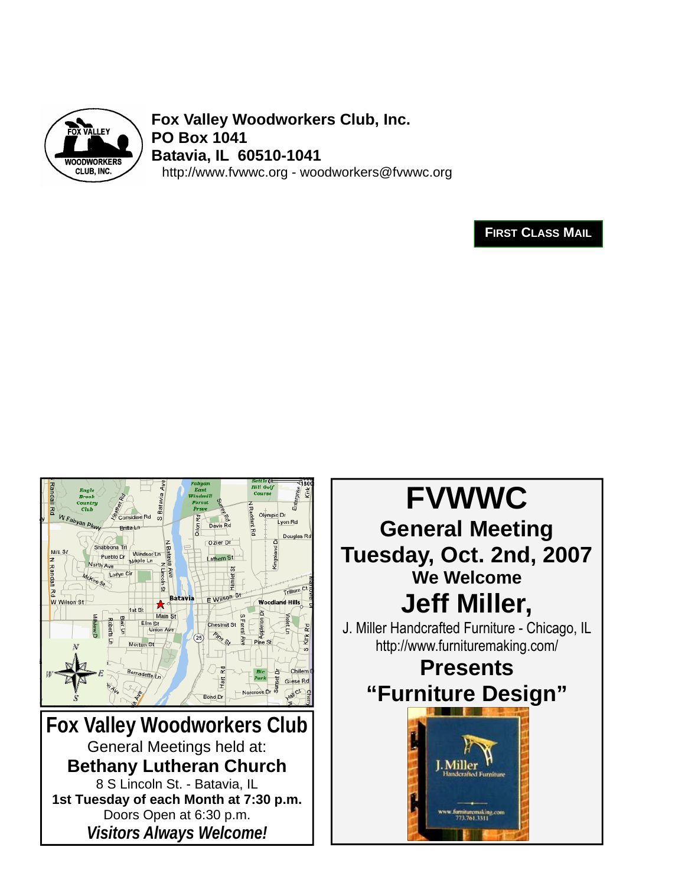**Fox Valley Woodworkers Club, Inc.**
**PO Box 1041**
**Batavia, IL 60510-1041**
http://www.fvwwc.org - woodworkers@fvwwc.org

**FIRST CLASS MAIL**

## Fox Valley Woodworkers Club

General Meetings held at:

**Bethany Lutheran Church**

8 S Lincoln St. - Batavia, IL

**1st Tuesday of each Month at 7:30 p.m.**

Doors Open at 6:30 p.m.

***Visitors Always Welcome!***

# FVWWC

## General Meeting

## Tuesday, Oct. 2nd, 2007

### We Welcome

# Jeff Miller,

J. Miller Handcrafted Furniture - Chicago, IL

http://www.furnituremaking.com/

## Presents

## "Furniture Design"